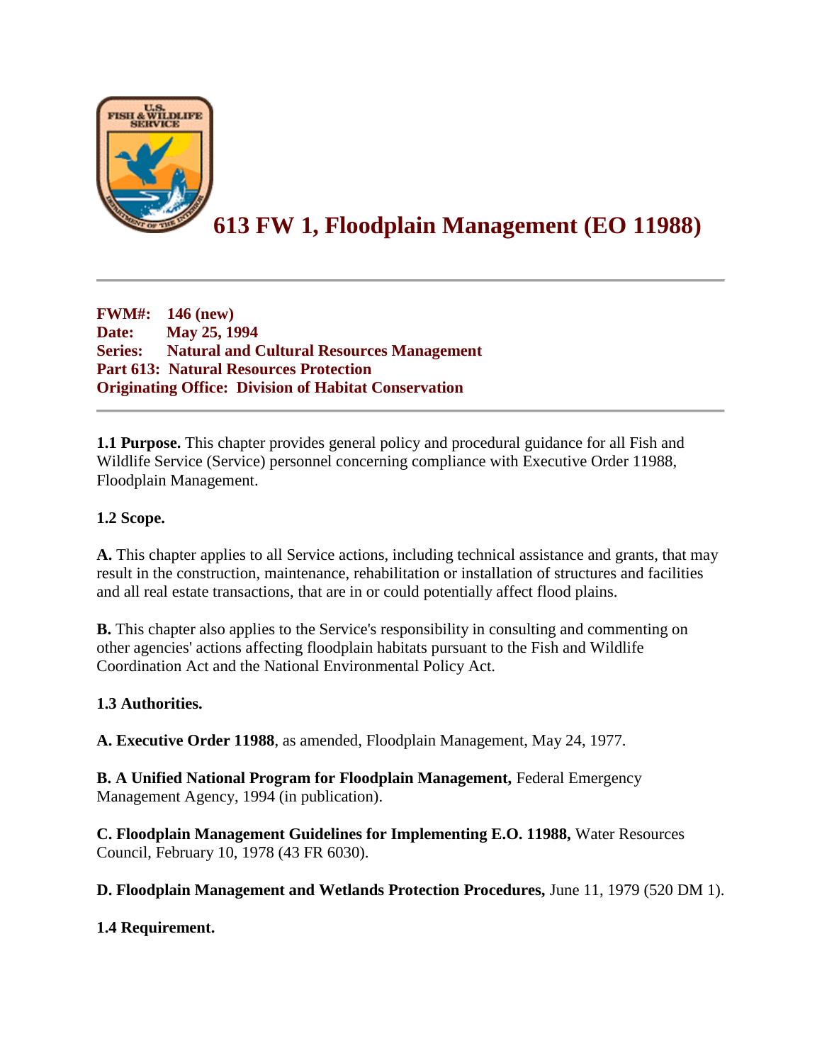# 613 FW 1, Floodplain Management (EO 11988)

---

**FWM#: 146 (new)**
**Date: May 25, 1994**
**Series: Natural and Cultural Resources Management**
**Part 613: Natural Resources Protection**
**Originating Office: Division of Habitat Conservation**

---

**1.1 Purpose.** This chapter provides general policy and procedural guidance for all Fish and Wildlife Service (Service) personnel concerning compliance with Executive Order 11988, Floodplain Management.

**1.2 Scope.**

**A.** This chapter applies to all Service actions, including technical assistance and grants, that may result in the construction, maintenance, rehabilitation or installation of structures and facilities and all real estate transactions, that are in or could potentially affect flood plains.

**B.** This chapter also applies to the Service's responsibility in consulting and commenting on other agencies' actions affecting floodplain habitats pursuant to the Fish and Wildlife Coordination Act and the National Environmental Policy Act.

**1.3 Authorities.**

**A. Executive Order 11988**, as amended, Floodplain Management, May 24, 1977.

**B. A Unified National Program for Floodplain Management,** Federal Emergency Management Agency, 1994 (in publication).

**C. Floodplain Management Guidelines for Implementing E.O. 11988,** Water Resources Council, February 10, 1978 (43 FR 6030).

**D. Floodplain Management and Wetlands Protection Procedures,** June 11, 1979 (520 DM 1).

**1.4 Requirement.**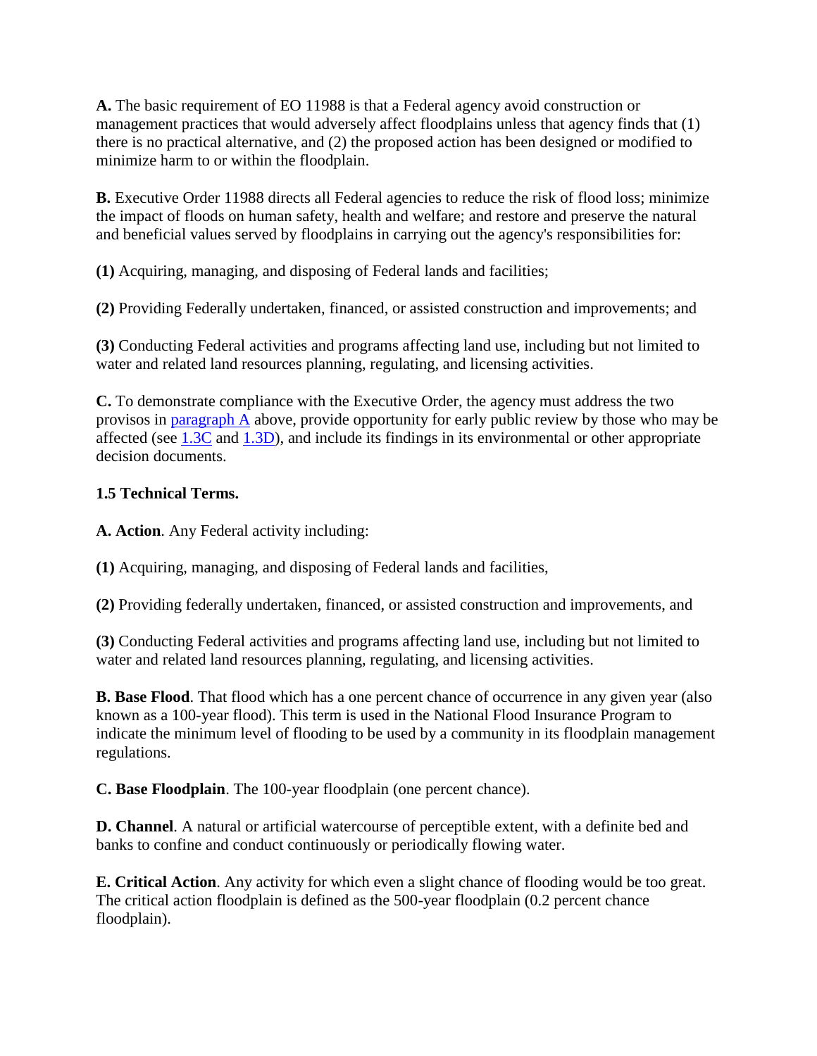**A.** The basic requirement of EO 11988 is that a Federal agency avoid construction or management practices that would adversely affect floodplains unless that agency finds that (1) there is no practical alternative, and (2) the proposed action has been designed or modified to minimize harm to or within the floodplain.

**B.** Executive Order 11988 directs all Federal agencies to reduce the risk of flood loss; minimize the impact of floods on human safety, health and welfare; and restore and preserve the natural and beneficial values served by floodplains in carrying out the agency's responsibilities for:

**(1)** Acquiring, managing, and disposing of Federal lands and facilities;

**(2)** Providing Federally undertaken, financed, or assisted construction and improvements; and

**(3)** Conducting Federal activities and programs affecting land use, including but not limited to water and related land resources planning, regulating, and licensing activities.

**C.** To demonstrate compliance with the Executive Order, the agency must address the two provisos in paragraph A above, provide opportunity for early public review by those who may be affected (see 1.3C and 1.3D), and include its findings in its environmental or other appropriate decision documents.

### 1.5 Technical Terms.

**A. Action**. Any Federal activity including:

**(1)** Acquiring, managing, and disposing of Federal lands and facilities,

**(2)** Providing federally undertaken, financed, or assisted construction and improvements, and

**(3)** Conducting Federal activities and programs affecting land use, including but not limited to water and related land resources planning, regulating, and licensing activities.

**B. Base Flood**. That flood which has a one percent chance of occurrence in any given year (also known as a 100-year flood). This term is used in the National Flood Insurance Program to indicate the minimum level of flooding to be used by a community in its floodplain management regulations.

**C. Base Floodplain**. The 100-year floodplain (one percent chance).

**D. Channel**. A natural or artificial watercourse of perceptible extent, with a definite bed and banks to confine and conduct continuously or periodically flowing water.

**E. Critical Action**. Any activity for which even a slight chance of flooding would be too great. The critical action floodplain is defined as the 500-year floodplain (0.2 percent chance floodplain).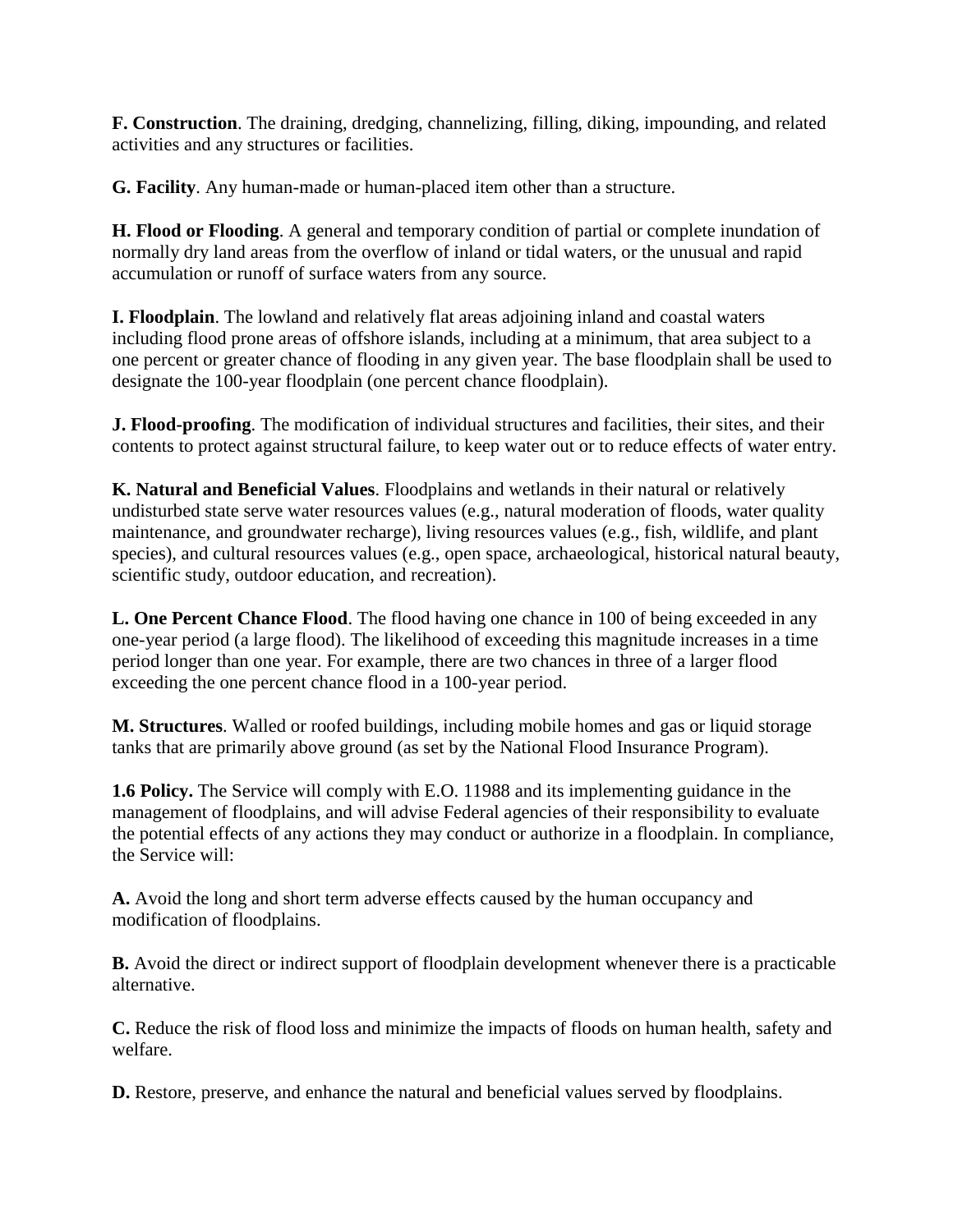**F. Construction**. The draining, dredging, channelizing, filling, diking, impounding, and related activities and any structures or facilities.

**G. Facility**. Any human-made or human-placed item other than a structure.

**H. Flood or Flooding**. A general and temporary condition of partial or complete inundation of normally dry land areas from the overflow of inland or tidal waters, or the unusual and rapid accumulation or runoff of surface waters from any source.

**I. Floodplain**. The lowland and relatively flat areas adjoining inland and coastal waters including flood prone areas of offshore islands, including at a minimum, that area subject to a one percent or greater chance of flooding in any given year. The base floodplain shall be used to designate the 100-year floodplain (one percent chance floodplain).

**J. Flood-proofing**. The modification of individual structures and facilities, their sites, and their contents to protect against structural failure, to keep water out or to reduce effects of water entry.

**K. Natural and Beneficial Values**. Floodplains and wetlands in their natural or relatively undisturbed state serve water resources values (e.g., natural moderation of floods, water quality maintenance, and groundwater recharge), living resources values (e.g., fish, wildlife, and plant species), and cultural resources values (e.g., open space, archaeological, historical natural beauty, scientific study, outdoor education, and recreation).

**L. One Percent Chance Flood**. The flood having one chance in 100 of being exceeded in any one-year period (a large flood). The likelihood of exceeding this magnitude increases in a time period longer than one year. For example, there are two chances in three of a larger flood exceeding the one percent chance flood in a 100-year period.

**M. Structures**. Walled or roofed buildings, including mobile homes and gas or liquid storage tanks that are primarily above ground (as set by the National Flood Insurance Program).

**1.6 Policy.** The Service will comply with E.O. 11988 and its implementing guidance in the management of floodplains, and will advise Federal agencies of their responsibility to evaluate the potential effects of any actions they may conduct or authorize in a floodplain. In compliance, the Service will:

**A.** Avoid the long and short term adverse effects caused by the human occupancy and modification of floodplains.

**B.** Avoid the direct or indirect support of floodplain development whenever there is a practicable alternative.

**C.** Reduce the risk of flood loss and minimize the impacts of floods on human health, safety and welfare.

**D.** Restore, preserve, and enhance the natural and beneficial values served by floodplains.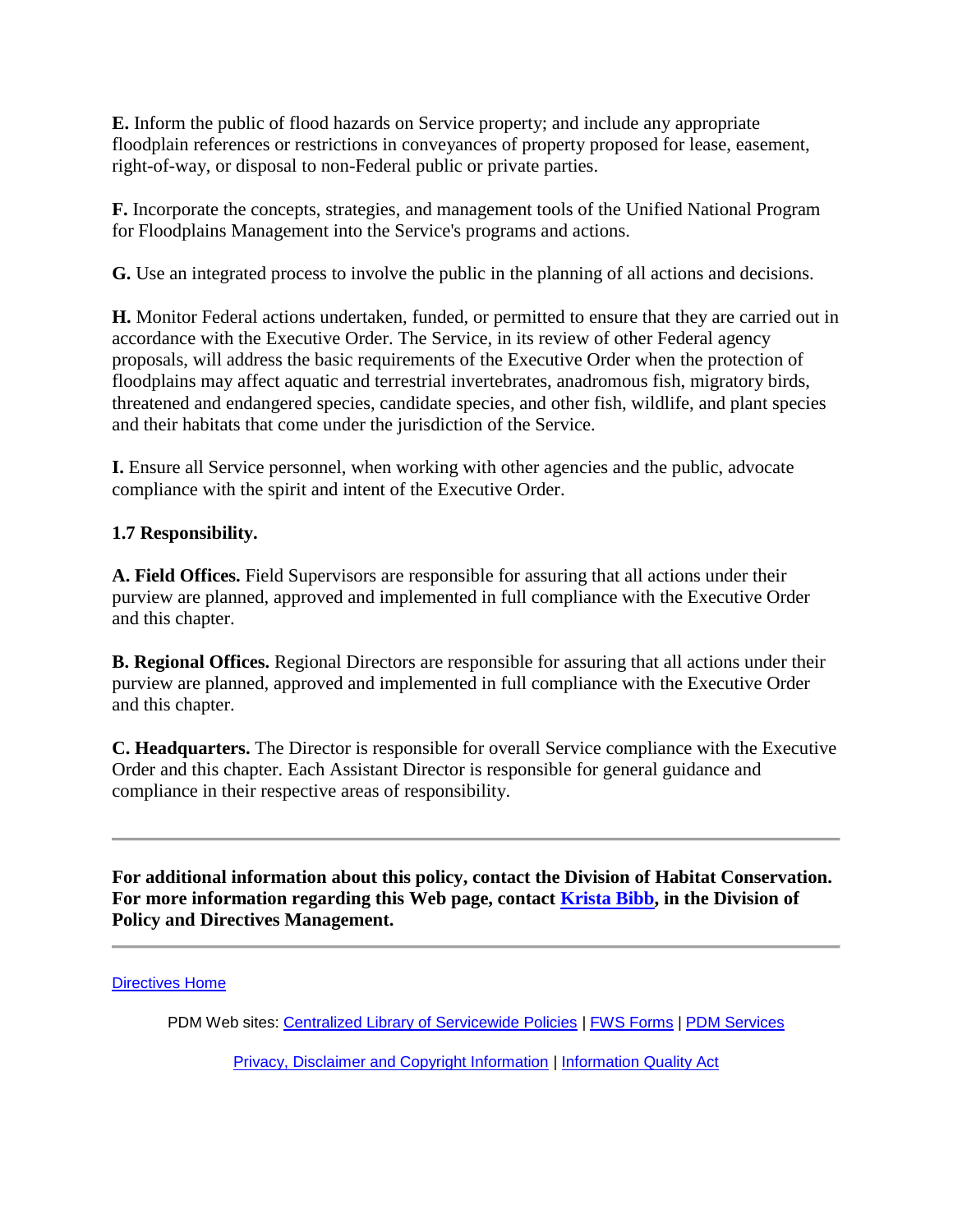**E.** Inform the public of flood hazards on Service property; and include any appropriate floodplain references or restrictions in conveyances of property proposed for lease, easement, right-of-way, or disposal to non-Federal public or private parties.

**F.** Incorporate the concepts, strategies, and management tools of the Unified National Program for Floodplains Management into the Service's programs and actions.

**G.** Use an integrated process to involve the public in the planning of all actions and decisions.

**H.** Monitor Federal actions undertaken, funded, or permitted to ensure that they are carried out in accordance with the Executive Order. The Service, in its review of other Federal agency proposals, will address the basic requirements of the Executive Order when the protection of floodplains may affect aquatic and terrestrial invertebrates, anadromous fish, migratory birds, threatened and endangered species, candidate species, and other fish, wildlife, and plant species and their habitats that come under the jurisdiction of the Service.

**I.** Ensure all Service personnel, when working with other agencies and the public, advocate compliance with the spirit and intent of the Executive Order.

**1.7 Responsibility.**

**A. Field Offices.** Field Supervisors are responsible for assuring that all actions under their purview are planned, approved and implemented in full compliance with the Executive Order and this chapter.

**B. Regional Offices.** Regional Directors are responsible for assuring that all actions under their purview are planned, approved and implemented in full compliance with the Executive Order and this chapter.

**C. Headquarters.** The Director is responsible for overall Service compliance with the Executive Order and this chapter. Each Assistant Director is responsible for general guidance and compliance in their respective areas of responsibility.

---

**For additional information about this policy, contact the Division of Habitat Conservation. For more information regarding this Web page, contact Krista Bibb, in the Division of Policy and Directives Management.**

---

Directives Home

PDM Web sites: Centralized Library of Servicewide Policies | FWS Forms | PDM Services

Privacy, Disclaimer and Copyright Information | Information Quality Act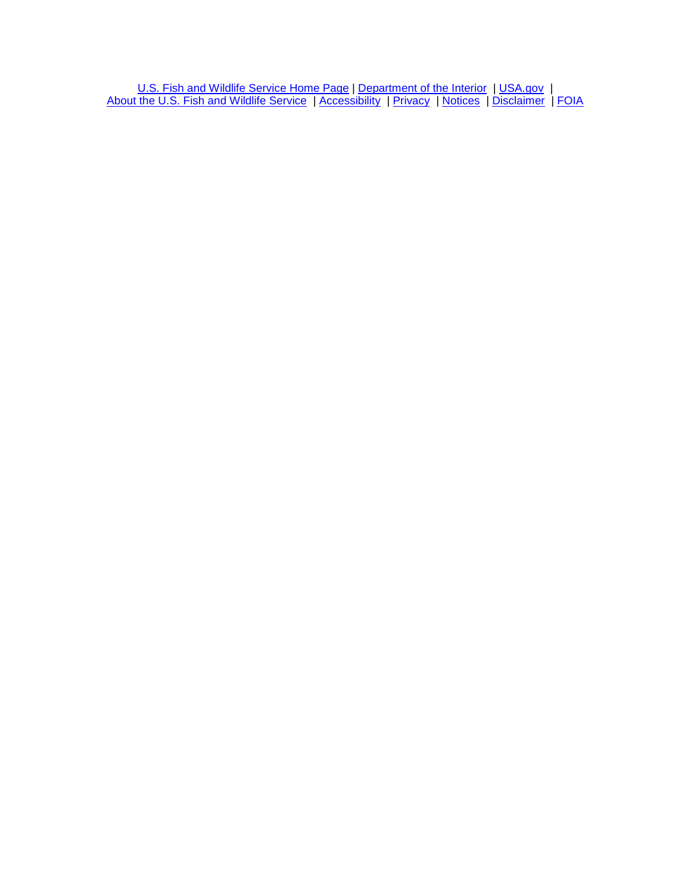U.S. Fish and Wildlife Service Home Page | Department of the Interior | USA.gov | About the U.S. Fish and Wildlife Service | Accessibility | Privacy | Notices | Disclaimer | FOIA